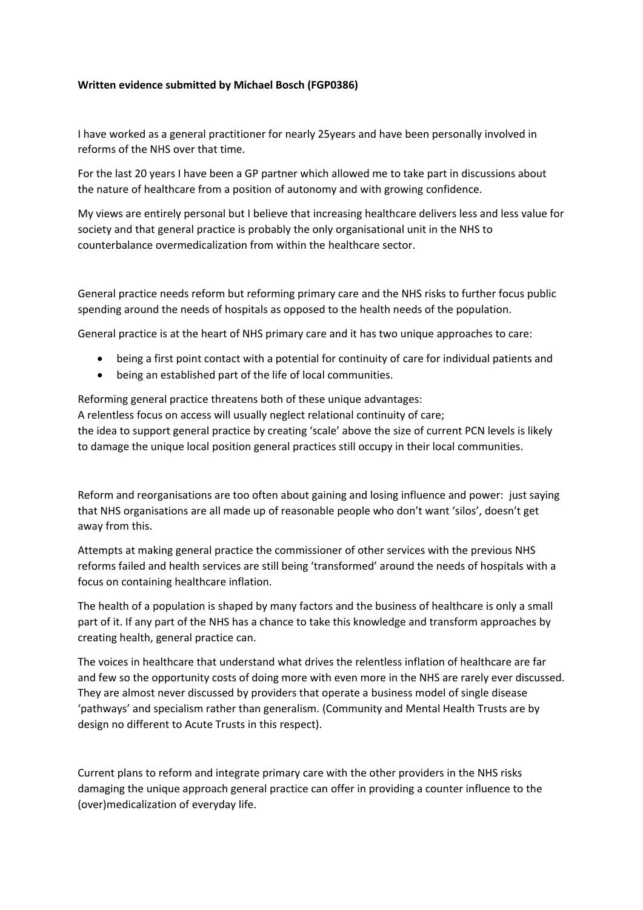**Written evidence submitted by Michael Bosch (FGP0386)**

I have worked as a general practitioner for nearly 25years and have been personally involved in reforms of the NHS over that time.

For the last 20 years I have been a GP partner which allowed me to take part in discussions about the nature of healthcare from a position of autonomy and with growing confidence.

My views are entirely personal but I believe that increasing healthcare delivers less and less value for society and that general practice is probably the only organisational unit in the NHS to counterbalance overmedicalization from within the healthcare sector.

General practice needs reform but reforming primary care and the NHS risks to further focus public spending around the needs of hospitals as opposed to the health needs of the population.

General practice is at the heart of NHS primary care and it has two unique approaches to care:

- being a first point contact with a potential for continuity of care for individual patients and
- being an established part of the life of local communities.

Reforming general practice threatens both of these unique advantages:
A relentless focus on access will usually neglect relational continuity of care;
the idea to support general practice by creating 'scale' above the size of current PCN levels is likely to damage the unique local position general practices still occupy in their local communities.

Reform and reorganisations are too often about gaining and losing influence and power: just saying that NHS organisations are all made up of reasonable people who don't want 'silos', doesn't get away from this.

Attempts at making general practice the commissioner of other services with the previous NHS reforms failed and health services are still being 'transformed' around the needs of hospitals with a focus on containing healthcare inflation.

The health of a population is shaped by many factors and the business of healthcare is only a small part of it. If any part of the NHS has a chance to take this knowledge and transform approaches by creating health, general practice can.

The voices in healthcare that understand what drives the relentless inflation of healthcare are far and few so the opportunity costs of doing more with even more in the NHS are rarely ever discussed. They are almost never discussed by providers that operate a business model of single disease 'pathways' and specialism rather than generalism. (Community and Mental Health Trusts are by design no different to Acute Trusts in this respect).

Current plans to reform and integrate primary care with the other providers in the NHS risks damaging the unique approach general practice can offer in providing a counter influence to the (over)medicalization of everyday life.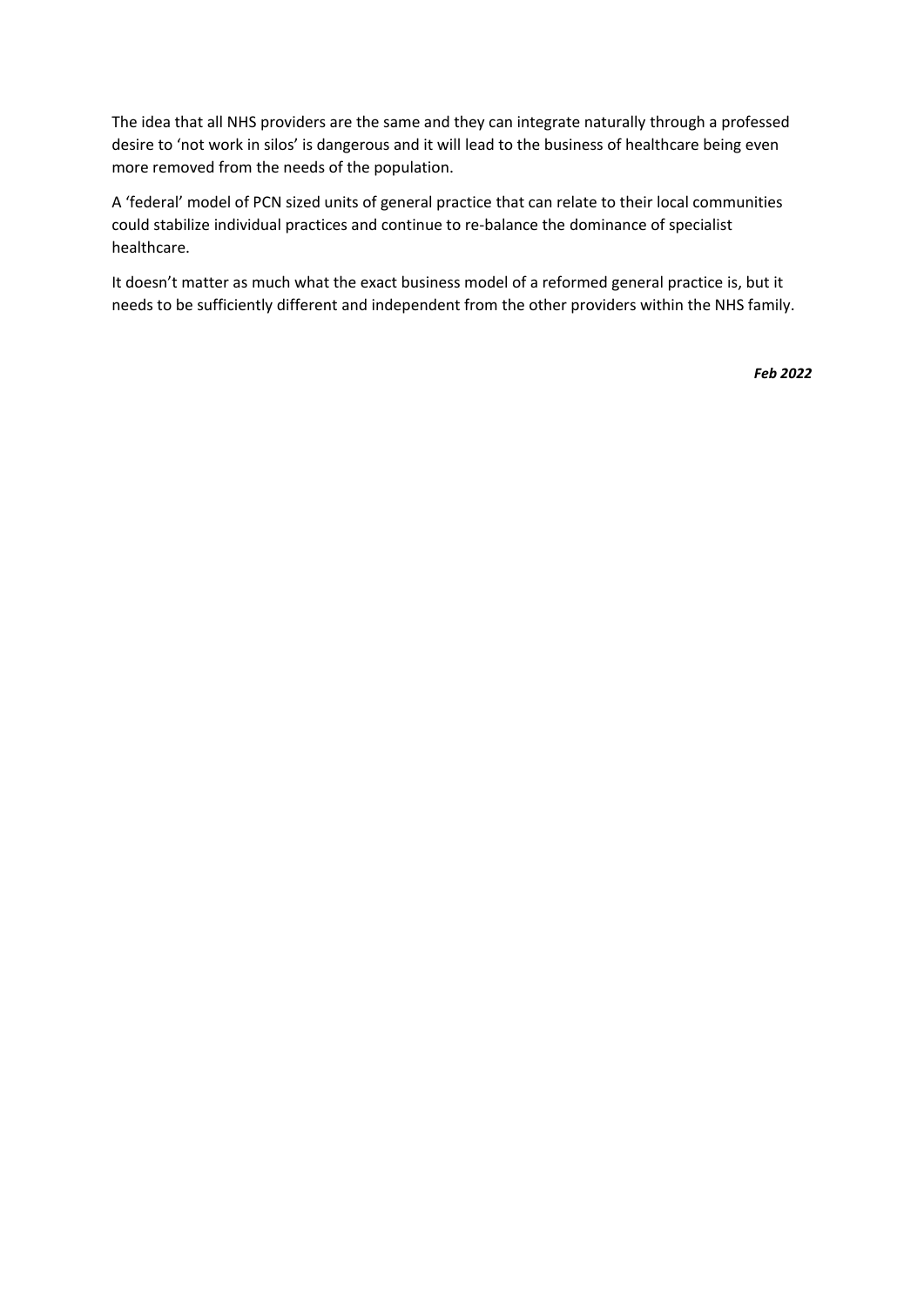The idea that all NHS providers are the same and they can integrate naturally through a professed desire to 'not work in silos' is dangerous and it will lead to the business of healthcare being even more removed from the needs of the population.

A 'federal' model of PCN sized units of general practice that can relate to their local communities could stabilize individual practices and continue to re-balance the dominance of specialist healthcare.

It doesn't matter as much what the exact business model of a reformed general practice is, but it needs to be sufficiently different and independent from the other providers within the NHS family.

***Feb 2022***